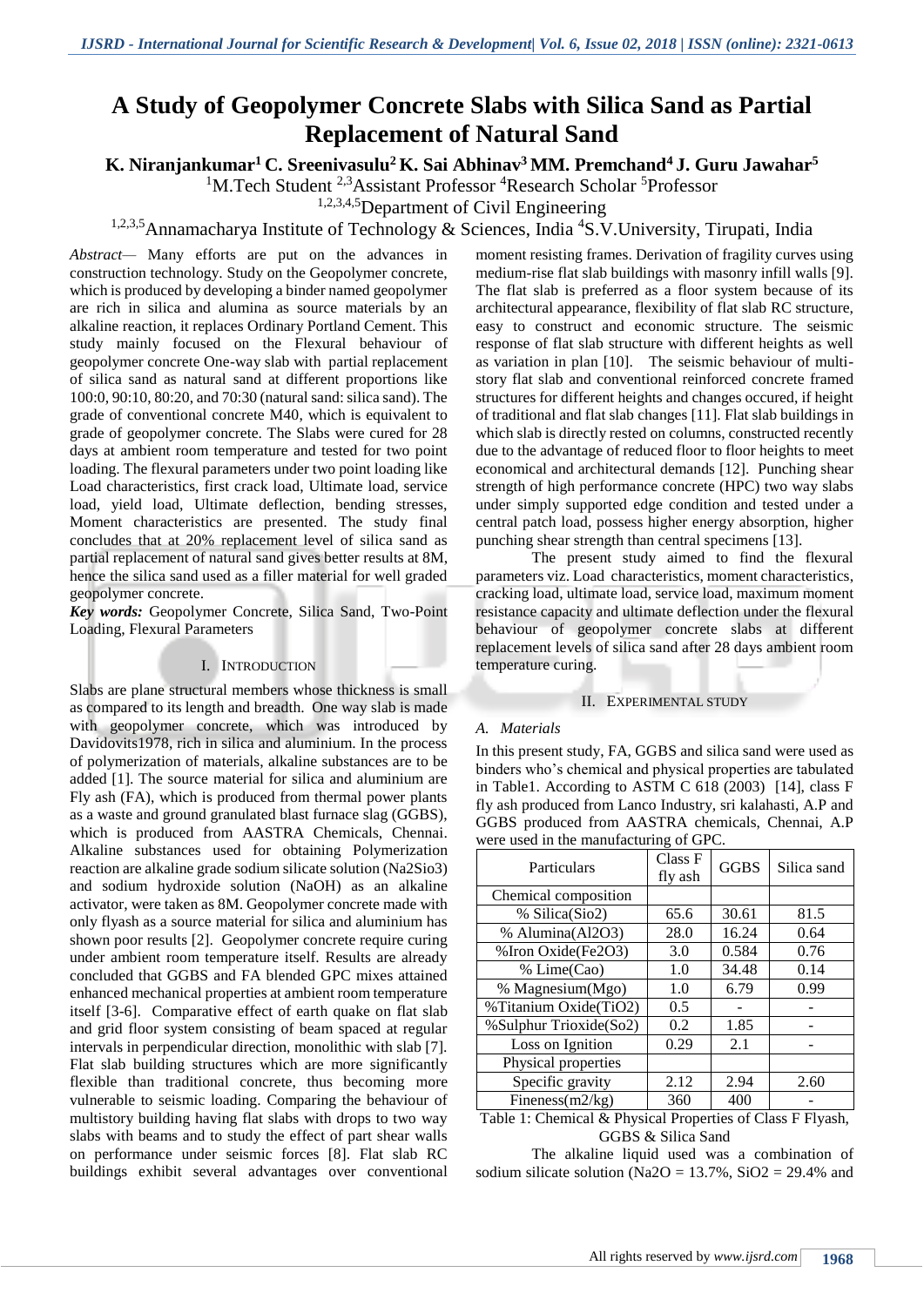# A Study of Geopolymer Concrete Slabs with Silica Sand as Partial Replacement of Natural Sand

**K. Niranjankumar[1] C. Sreenivasulu[2] K. Sai Abhinav[3] MM. Premchand[4] J. Guru Jawahar[5]**

[1]M.Tech Student [2,3]Assistant Professor [4]Research Scholar [5]Professor

[1,2,3,4,5]Department of Civil Engineering

[1,2,3,5]Annamacharya Institute of Technology & Sciences, India [4]S.V.University, Tirupati, India

*Abstract*— Many efforts are put on the advances in construction technology. Study on the Geopolymer concrete, which is produced by developing a binder named geopolymer are rich in silica and alumina as source materials by an alkaline reaction, it replaces Ordinary Portland Cement. This study mainly focused on the Flexural behaviour of geopolymer concrete One-way slab with partial replacement of silica sand as natural sand at different proportions like 100:0, 90:10, 80:20, and 70:30 (natural sand: silica sand). The grade of conventional concrete M40, which is equivalent to grade of geopolymer concrete. The Slabs were cured for 28 days at ambient room temperature and tested for two point loading. The flexural parameters under two point loading like Load characteristics, first crack load, Ultimate load, service load, yield load, Ultimate deflection, bending stresses, Moment characteristics are presented. The study final concludes that at 20% replacement level of silica sand as partial replacement of natural sand gives better results at 8M, hence the silica sand used as a filler material for well graded geopolymer concrete.

***Key words:*** Geopolymer Concrete, Silica Sand, Two-Point Loading, Flexural Parameters

## I. Introduction

Slabs are plane structural members whose thickness is small as compared to its length and breadth. One way slab is made with geopolymer concrete, which was introduced by Davidovits1978, rich in silica and aluminium. In the process of polymerization of materials, alkaline substances are to be added [1]. The source material for silica and aluminium are Fly ash (FA), which is produced from thermal power plants as a waste and ground granulated blast furnace slag (GGBS), which is produced from AASTRA Chemicals, Chennai. Alkaline substances used for obtaining Polymerization reaction are alkaline grade sodium silicate solution ($Na_2SiO_3$) and sodium hydroxide solution (NaOH) as an alkaline activator, were taken as 8M. Geopolymer concrete made with only flyash as a source material for silica and aluminium has shown poor results [2]. Geopolymer concrete require curing under ambient room temperature itself. Results are already concluded that GGBS and FA blended GPC mixes attained enhanced mechanical properties at ambient room temperature itself [3-6]. Comparative effect of earth quake on flat slab and grid floor system consisting of beam spaced at regular intervals in perpendicular direction, monolithic with slab [7]. Flat slab building structures which are more significantly flexible than traditional concrete, thus becoming more vulnerable to seismic loading. Comparing the behaviour of multistory building having flat slabs with drops to two way slabs with beams and to study the effect of part shear walls on performance under seismic forces [8]. Flat slab RC buildings exhibit several advantages over conventional moment resisting frames. Derivation of fragility curves using medium-rise flat slab buildings with masonry infill walls [9]. The flat slab is preferred as a floor system because of its architectural appearance, flexibility of flat slab RC structure, easy to construct and economic structure. The seismic response of flat slab structure with different heights as well as variation in plan [10]. The seismic behaviour of multi-story flat slab and conventional reinforced concrete framed structures for different heights and changes occured, if height of traditional and flat slab changes [11]. Flat slab buildings in which slab is directly rested on columns, constructed recently due to the advantage of reduced floor to floor heights to meet economical and architectural demands [12]. Punching shear strength of high performance concrete (HPC) two way slabs under simply supported edge condition and tested under a central patch load, possess higher energy absorption, higher punching shear strength than central specimens [13].

The present study aimed to find the flexural parameters viz. Load characteristics, moment characteristics, cracking load, ultimate load, service load, maximum moment resistance capacity and ultimate deflection under the flexural behaviour of geopolymer concrete slabs at different replacement levels of silica sand after 28 days ambient room temperature curing.

## II. Experimental Study

### A. Materials

In this present study, FA, GGBS and silica sand were used as binders who's chemical and physical properties are tabulated in Table1. According to ASTM C 618 (2003) [14], class F fly ash produced from Lanco Industry, sri kalahasti, A.P and GGBS produced from AASTRA chemicals, Chennai, A.P were used in the manufacturing of GPC.

| Particulars | Class F fly ash | GGBS | Silica sand |
|---|---|---|---|
| Chemical composition | | | |
| % Silica($SiO_2$) | 65.6 | 30.61 | 81.5 |
| % Alumina($Al_2O_3$) | 28.0 | 16.24 | 0.64 |
| %Iron Oxide($Fe_2O_3$) | 3.0 | 0.584 | 0.76 |
| % Lime(CaO) | 1.0 | 34.48 | 0.14 |
| % Magnesium(MgO) | 1.0 | 6.79 | 0.99 |
| %Titanium Oxide($TiO_2$) | 0.5 | - | - |
| %Sulphur Trioxide($SO_2$) | 0.2 | 1.85 | - |
| Loss on Ignition | 0.29 | 2.1 | - |
| Physical properties | | | |
| Specific gravity | 2.12 | 2.94 | 2.60 |
| Fineness($m^2$/kg) | 360 | 400 | - |

Table 1: Chemical & Physical Properties of Class F Flyash, GGBS & Silica Sand

The alkaline liquid used was a combination of sodium silicate solution ($Na_2O$ = 13.7%, $SiO_2$ = 29.4% and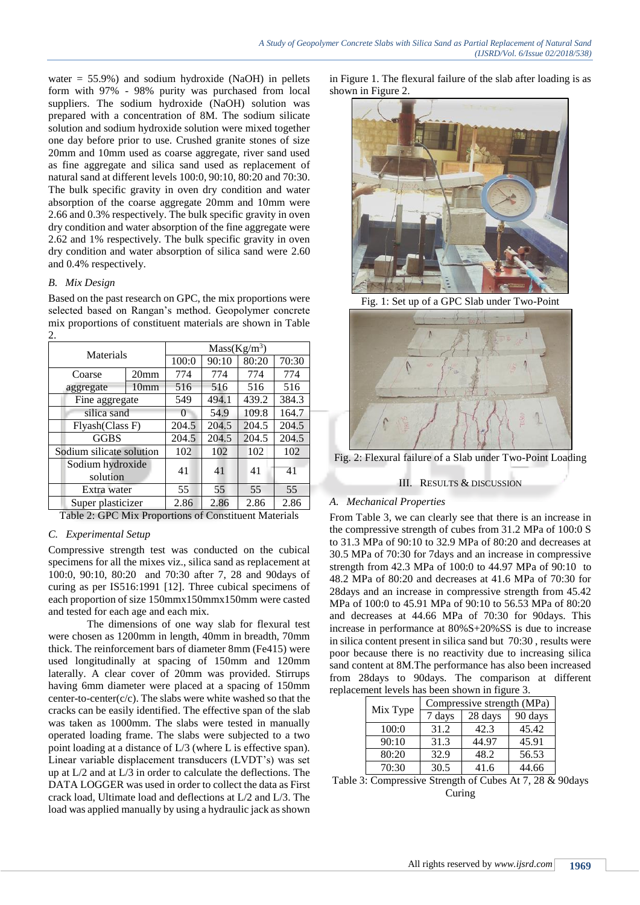water = 55.9%) and sodium hydroxide (NaOH) in pellets form with 97% - 98% purity was purchased from local suppliers. The sodium hydroxide (NaOH) solution was prepared with a concentration of 8M. The sodium silicate solution and sodium hydroxide solution were mixed together one day before prior to use. Crushed granite stones of size 20mm and 10mm used as coarse aggregate, river sand used as fine aggregate and silica sand used as replacement of natural sand at different levels 100:0, 90:10, 80:20 and 70:30. The bulk specific gravity in oven dry condition and water absorption of the coarse aggregate 20mm and 10mm were 2.66 and 0.3% respectively. The bulk specific gravity in oven dry condition and water absorption of the fine aggregate were 2.62 and 1% respectively. The bulk specific gravity in oven dry condition and water absorption of silica sand were 2.60 and 0.4% respectively.

### *B. Mix Design*

Based on the past research on GPC, the mix proportions were selected based on Rangan's method. Geopolymer concrete mix proportions of constituent materials are shown in Table 2.

| Materials | | Mass(Kg/m$^3$) | | | |
|---|---|---|---|---|---|
| | | 100:0 | 90:10 | 80:20 | 70:30 |
| Coarse aggregate | 20mm | 774 | 774 | 774 | 774 |
| | 10mm | 516 | 516 | 516 | 516 |
| Fine aggregate | | 549 | 494.1 | 439.2 | 384.3 |
| silica sand | | 0 | 54.9 | 109.8 | 164.7 |
| Flyash(Class F) | | 204.5 | 204.5 | 204.5 | 204.5 |
| GGBS | | 204.5 | 204.5 | 204.5 | 204.5 |
| Sodium silicate solution | | 102 | 102 | 102 | 102 |
| Sodium hydroxide solution | | 41 | 41 | 41 | 41 |
| Extra water | | 55 | 55 | 55 | 55 |
| Super plasticizer | | 2.86 | 2.86 | 2.86 | 2.86 |

Table 2: GPC Mix Proportions of Constituent Materials

### *C. Experimental Setup*

Compressive strength test was conducted on the cubical specimens for all the mixes viz., silica sand as replacement at 100:0, 90:10, 80:20 and 70:30 after 7, 28 and 90days of curing as per IS516:1991 [12]. Three cubical specimens of each proportion of size 150mmx150mmx150mm were casted and tested for each age and each mix.

The dimensions of one way slab for flexural test were chosen as 1200mm in length, 40mm in breadth, 70mm thick. The reinforcement bars of diameter 8mm (Fe415) were used longitudinally at spacing of 150mm and 120mm laterally. A clear cover of 20mm was provided. Stirrups having 6mm diameter were placed at a spacing of 150mm center-to-center(c/c). The slabs were white washed so that the cracks can be easily identified. The effective span of the slab was taken as 1000mm. The slabs were tested in manually operated loading frame. The slabs were subjected to a two point loading at a distance of L/3 (where L is effective span). Linear variable displacement transducers (LVDT's) was set up at L/2 and at L/3 in order to calculate the deflections. The DATA LOGGER was used in order to collect the data as First crack load, Ultimate load and deflections at L/2 and L/3. The load was applied manually by using a hydraulic jack as shown in Figure 1. The flexural failure of the slab after loading is as shown in Figure 2.

Fig. 1: Set up of a GPC Slab under Two-Point

Fig. 2: Flexural failure of a Slab under Two-Point Loading

## III. RESULTS & DISCUSSION

### *A. Mechanical Properties*

From Table 3, we can clearly see that there is an increase in the compressive strength of cubes from 31.2 MPa of 100:0 S to 31.3 MPa of 90:10 to 32.9 MPa of 80:20 and decreases at 30.5 MPa of 70:30 for 7days and an increase in compressive strength from 42.3 MPa of 100:0 to 44.97 MPa of 90:10 to 48.2 MPa of 80:20 and decreases at 41.6 MPa of 70:30 for 28days and an increase in compressive strength from 45.42 MPa of 100:0 to 45.91 MPa of 90:10 to 56.53 MPa of 80:20 and decreases at 44.66 MPa of 70:30 for 90days. This increase in performance at 80%S+20%SS is due to increase in silica content present in silica sand but 70:30 , results were poor because there is no reactivity due to increasing silica sand content at 8M.The performance has also been increased from 28days to 90days. The comparison at different replacement levels has been shown in figure 3.

| Mix Type | Compressive strength (MPa) | | |
|---|---|---|---|
| | 7 days | 28 days | 90 days |
| 100:0 | 31.2 | 42.3 | 45.42 |
| 90:10 | 31.3 | 44.97 | 45.91 |
| 80:20 | 32.9 | 48.2 | 56.53 |
| 70:30 | 30.5 | 41.6 | 44.66 |

Table 3: Compressive Strength of Cubes At 7, 28 & 90days Curing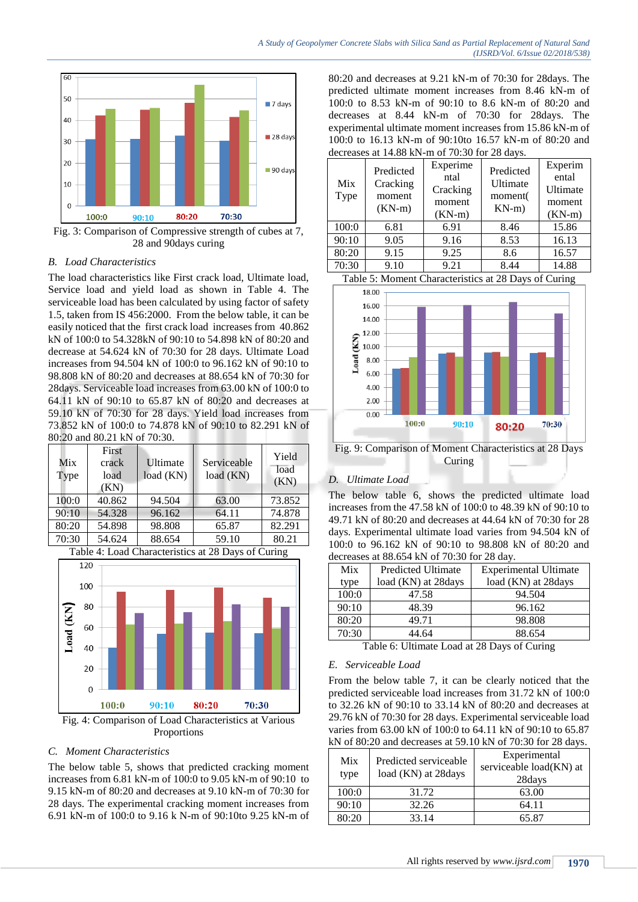Fig. 3: Comparison of Compressive strength of cubes at 7, 28 and 90days curing

### B. Load Characteristics

The load characteristics like First crack load, Ultimate load, Service load and yield load as shown in Table 4. The serviceable load has been calculated by using factor of safety 1.5, taken from IS 456:2000. From the below table, it can be easily noticed that the first crack load increases from 40.862 kN of 100:0 to 54.328kN of 90:10 to 54.898 kN of 80:20 and decrease at 54.624 kN of 70:30 for 28 days. Ultimate Load increases from 94.504 kN of 100:0 to 96.162 kN of 90:10 to 98.808 kN of 80:20 and decreases at 88.654 kN of 70:30 for 28days. Serviceable load increases from 63.00 kN of 100:0 to 64.11 kN of 90:10 to 65.87 kN of 80:20 and decreases at 59.10 kN of 70:30 for 28 days. Yield load increases from 73.852 kN of 100:0 to 74.878 kN of 90:10 to 82.291 kN of 80:20 and 80.21 kN of 70:30.

| Mix Type | First crack load (KN) | Ultimate load (KN) | Serviceable load (KN) | Yield load (KN) |
|---|---|---|---|---|
| 100:0 | 40.862 | 94.504 | 63.00 | 73.852 |
| 90:10 | 54.328 | 96.162 | 64.11 | 74.878 |
| 80:20 | 54.898 | 98.808 | 65.87 | 82.291 |
| 70:30 | 54.624 | 88.654 | 59.10 | 80.21 |

Table 4: Load Characteristics at 28 Days of Curing

Fig. 4: Comparison of Load Characteristics at Various Proportions

### C. Moment Characteristics

The below table 5, shows that predicted cracking moment increases from 6.81 kN-m of 100:0 to 9.05 kN-m of 90:10 to 9.15 kN-m of 80:20 and decreases at 9.10 kN-m of 70:30 for 28 days. The experimental cracking moment increases from 6.91 kN-m of 100:0 to 9.16 k N-m of 90:10to 9.25 kN-m of 80:20 and decreases at 9.21 kN-m of 70:30 for 28days. The predicted ultimate moment increases from 8.46 kN-m of 100:0 to 8.53 kN-m of 90:10 to 8.6 kN-m of 80:20 and decreases at 8.44 kN-m of 70:30 for 28days. The experimental ultimate moment increases from 15.86 kN-m of 100:0 to 16.13 kN-m of 90:10to 16.57 kN-m of 80:20 and decreases at 14.88 kN-m of 70:30 for 28 days.

| Mix Type | Predicted Cracking moment (KN-m) | Experimental Cracking moment (KN-m) | Predicted Ultimate moment( KN-m) | Experimental Ultimate moment (KN-m) |
|---|---|---|---|---|
| 100:0 | 6.81 | 6.91 | 8.46 | 15.86 |
| 90:10 | 9.05 | 9.16 | 8.53 | 16.13 |
| 80:20 | 9.15 | 9.25 | 8.6 | 16.57 |
| 70:30 | 9.10 | 9.21 | 8.44 | 14.88 |

Table 5: Moment Characteristics at 28 Days of Curing

Fig. 9: Comparison of Moment Characteristics at 28 Days Curing

### D. Ultimate Load

The below table 6, shows the predicted ultimate load increases from the 47.58 kN of 100:0 to 48.39 kN of 90:10 to 49.71 kN of 80:20 and decreases at 44.64 kN of 70:30 for 28 days. Experimental ultimate load varies from 94.504 kN of 100:0 to 96.162 kN of 90:10 to 98.808 kN of 80:20 and decreases at 88.654 kN of 70:30 for 28 day.

| Mix type | Predicted Ultimate load (KN) at 28days | Experimental Ultimate load (KN) at 28days |
|---|---|---|
| 100:0 | 47.58 | 94.504 |
| 90:10 | 48.39 | 96.162 |
| 80:20 | 49.71 | 98.808 |
| 70:30 | 44.64 | 88.654 |

Table 6: Ultimate Load at 28 Days of Curing

### E. Serviceable Load

From the below table 7, it can be clearly noticed that the predicted serviceable load increases from 31.72 kN of 100:0 to 32.26 kN of 90:10 to 33.14 kN of 80:20 and decreases at 29.76 kN of 70:30 for 28 days. Experimental serviceable load varies from 63.00 kN of 100:0 to 64.11 kN of 90:10 to 65.87 kN of 80:20 and decreases at 59.10 kN of 70:30 for 28 days.

| Mix type | Predicted serviceable load (KN) at 28days | Experimental serviceable load(KN) at 28days |
|---|---|---|
| 100:0 | 31.72 | 63.00 |
| 90:10 | 32.26 | 64.11 |
| 80:20 | 33.14 | 65.87 |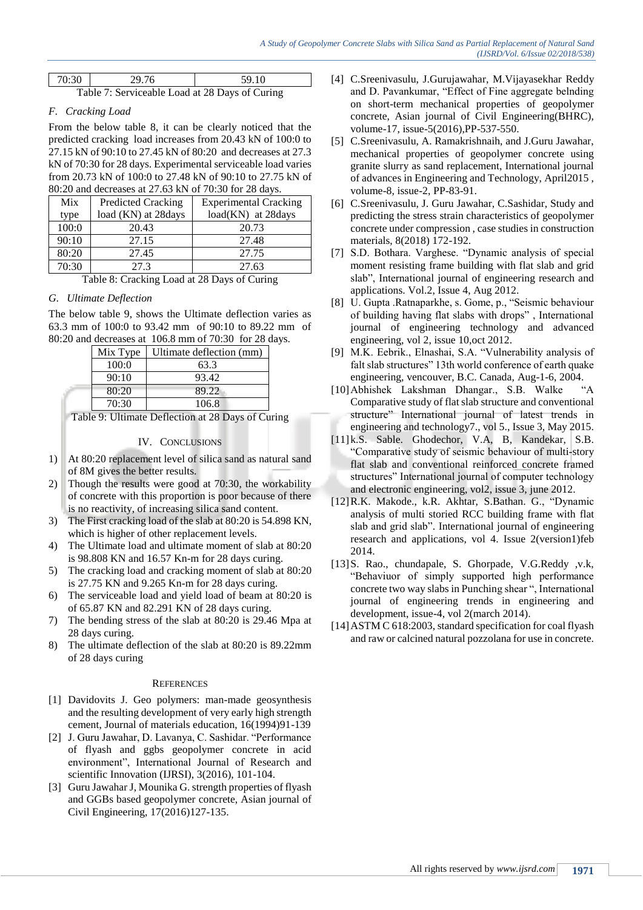| 70:30 | 29.76 | 59.10 |
|---|---|---|

Table 7: Serviceable Load at 28 Days of Curing

### *F. Cracking Load*

From the below table 8, it can be clearly noticed that the predicted cracking load increases from 20.43 kN of 100:0 to 27.15 kN of 90:10 to 27.45 kN of 80:20 and decreases at 27.3 kN of 70:30 for 28 days. Experimental serviceable load varies from 20.73 kN of 100:0 to 27.48 kN of 90:10 to 27.75 kN of 80:20 and decreases at 27.63 kN of 70:30 for 28 days.

| Mix type | Predicted Cracking load (KN) at 28days | Experimental Cracking load(KN) at 28days |
|---|---|---|
| 100:0 | 20.43 | 20.73 |
| 90:10 | 27.15 | 27.48 |
| 80:20 | 27.45 | 27.75 |
| 70:30 | 27.3 | 27.63 |

Table 8: Cracking Load at 28 Days of Curing

### *G. Ultimate Deflection*

The below table 9, shows the Ultimate deflection varies as 63.3 mm of 100:0 to 93.42 mm of 90:10 to 89.22 mm of 80:20 and decreases at 106.8 mm of 70:30 for 28 days.

| Mix Type | Ultimate deflection (mm) |
|---|---|
| 100:0 | 63.3 |
| 90:10 | 93.42 |
| 80:20 | 89.22 |
| 70:30 | 106.8 |

Table 9: Ultimate Deflection at 28 Days of Curing

## IV. CONCLUSIONS

1) At 80:20 replacement level of silica sand as natural sand of 8M gives the better results.
2) Though the results were good at 70:30, the workability of concrete with this proportion is poor because of there is no reactivity, of increasing silica sand content.
3) The First cracking load of the slab at 80:20 is 54.898 KN, which is higher of other replacement levels.
4) The Ultimate load and ultimate moment of slab at 80:20 is 98.808 KN and 16.57 Kn-m for 28 days curing.
5) The cracking load and cracking moment of slab at 80:20 is 27.75 KN and 9.265 Kn-m for 28 days curing.
6) The serviceable load and yield load of beam at 80:20 is of 65.87 KN and 82.291 KN of 28 days curing.
7) The bending stress of the slab at 80:20 is 29.46 Mpa at 28 days curing.
8) The ultimate deflection of the slab at 80:20 is 89.22mm of 28 days curing

## REFERENCES

[1] Davidovits J. Geo polymers: man-made geosynthesis and the resulting development of very early high strength cement, Journal of materials education, 16(1994)91-139

[2] J. Guru Jawahar, D. Lavanya, C. Sashidar. "Performance of flyash and ggbs geopolymer concrete in acid environment", International Journal of Research and scientific Innovation (IJRSI), 3(2016), 101-104.

[3] Guru Jawahar J, Mounika G. strength properties of flyash and GGBs based geopolymer concrete, Asian journal of Civil Engineering, 17(2016)127-135.

[4] C.Sreenivasulu, J.Gurujawahar, M.Vijayasekhar Reddy and D. Pavankumar, "Effect of Fine aggregate belnding on short-term mechanical properties of geopolymer concrete, Asian journal of Civil Engineering(BHRC), volume-17, issue-5(2016),PP-537-550.

[5] C.Sreenivasulu, A. Ramakrishnaih, and J.Guru Jawahar, mechanical properties of geopolymer concrete using granite slurry as sand replacement, International journal of advances in Engineering and Technology, April2015 , volume-8, issue-2, PP-83-91.

[6] C.Sreenivasulu, J. Guru Jawahar, C.Sashidar, Study and predicting the stress strain characteristics of geopolymer concrete under compression , case studies in construction materials, 8(2018) 172-192.

[7] S.D. Bothara. Varghese. "Dynamic analysis of special moment resisting frame building with flat slab and grid slab", International journal of engineering research and applications. Vol.2, Issue 4, Aug 2012.

[8] U. Gupta .Ratnaparkhe, s. Gome, p., "Seismic behaviour of building having flat slabs with drops" , International journal of engineering technology and advanced engineering, vol 2, issue 10,oct 2012.

[9] M.K. Eebrik., Elnashai, S.A. "Vulnerability analysis of falt slab structures" 13th world conference of earth quake engineering, vencouver, B.C. Canada, Aug-1-6, 2004.

[10] Abhishek Lakshman Dhangar., S.B. Walke "A Comparative study of flat slab structure and conventional structure" International journal of latest trends in engineering and technology7., vol 5., Issue 3, May 2015.

[11] k.S. Sable. Ghodechor, V.A, B, Kandekar, S.B. "Comparative study of seismic behaviour of multi-story flat slab and conventional reinforced concrete framed structures" International journal of computer technology and electronic engineering, vol2, issue 3, june 2012.

[12] R.K. Makode., k.R. Akhtar, S.Bathan. G., "Dynamic analysis of multi storied RCC building frame with flat slab and grid slab". International journal of engineering research and applications, vol 4. Issue 2(version1)feb 2014.

[13] S. Rao., chundapale, S. Ghorpade, V.G.Reddy ,v.k, "Behaviuor of simply supported high performance concrete two way slabs in Punching shear ", International journal of engineering trends in engineering and development, issue-4, vol 2(march 2014).

[14] ASTM C 618:2003, standard specification for coal flyash and raw or calcined natural pozzolana for use in concrete.